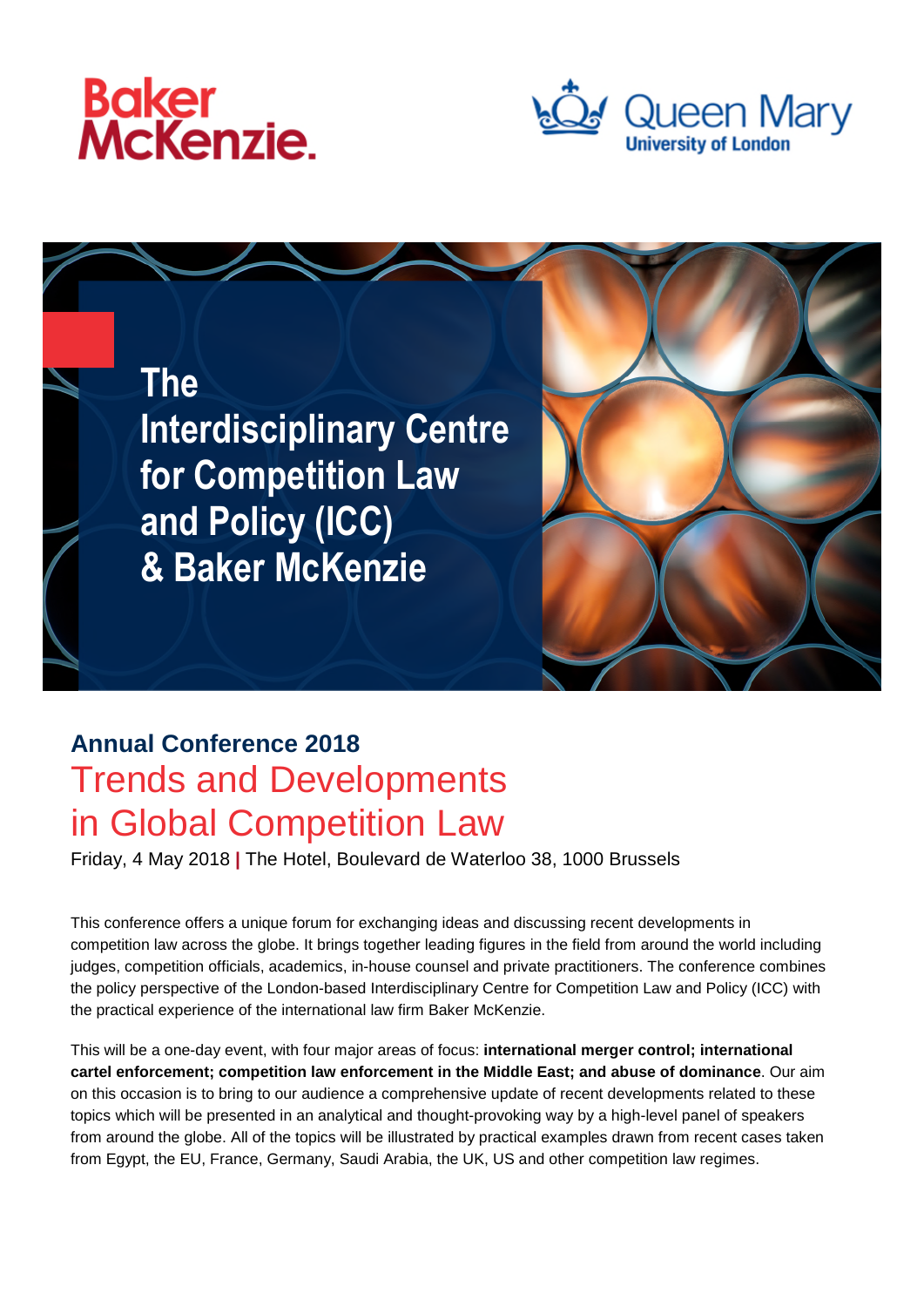Baker McKenzie.

Queen Mary University of London

# The Interdisciplinary Centre for Competition Law and Policy (ICC) & Baker McKenzie

## Annual Conference 2018

## Trends and Developments in Global Competition Law

Friday, 4 May 2018 | The Hotel, Boulevard de Waterloo 38, 1000 Brussels

This conference offers a unique forum for exchanging ideas and discussing recent developments in competition law across the globe. It brings together leading figures in the field from around the world including judges, competition officials, academics, in-house counsel and private practitioners. The conference combines the policy perspective of the London-based Interdisciplinary Centre for Competition Law and Policy (ICC) with the practical experience of the international law firm Baker McKenzie.

This will be a one-day event, with four major areas of focus: **international merger control; international cartel enforcement; competition law enforcement in the Middle East; and abuse of dominance**. Our aim on this occasion is to bring to our audience a comprehensive update of recent developments related to these topics which will be presented in an analytical and thought-provoking way by a high-level panel of speakers from around the globe. All of the topics will be illustrated by practical examples drawn from recent cases taken from Egypt, the EU, France, Germany, Saudi Arabia, the UK, US and other competition law regimes.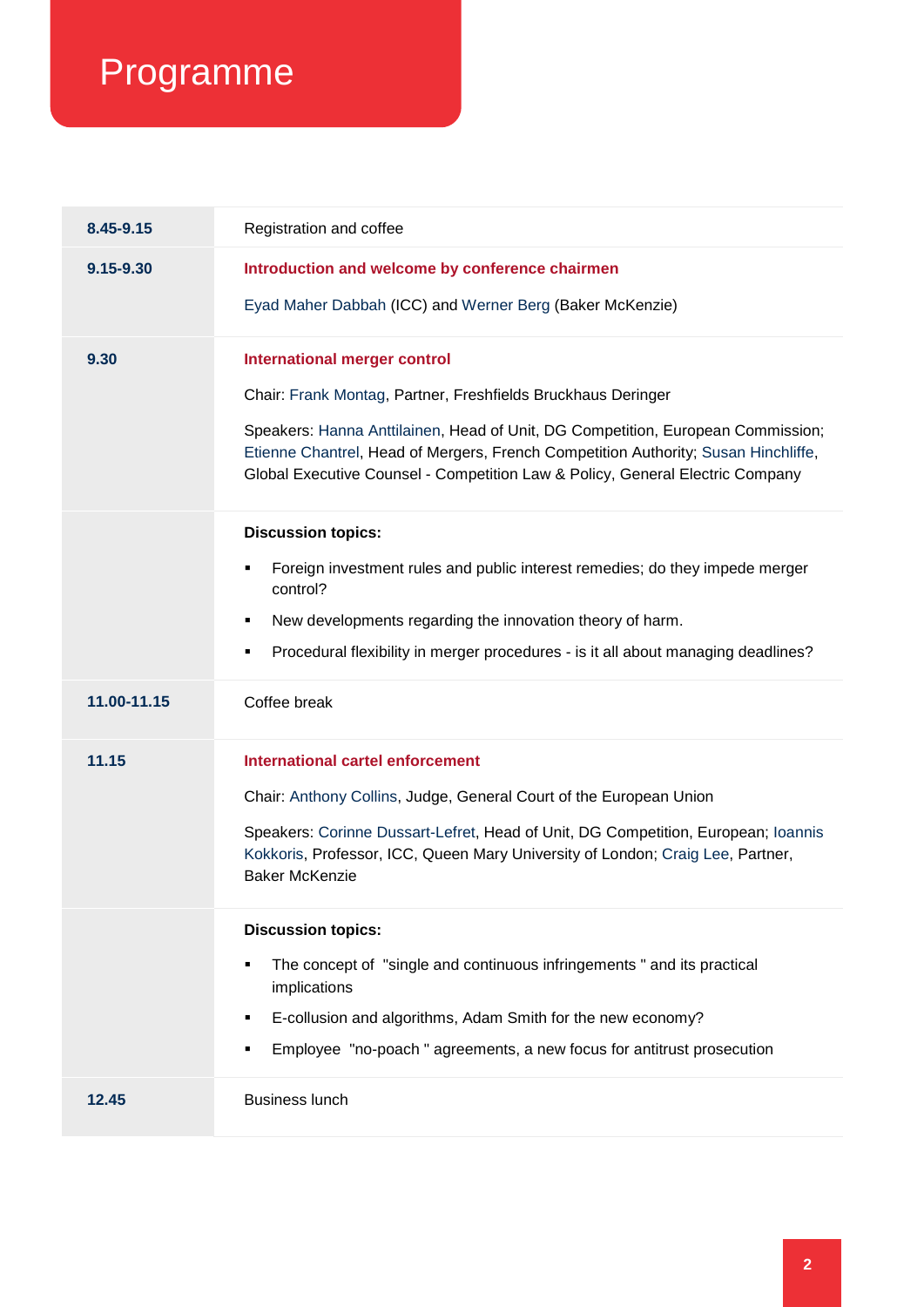# Programme

| | |
|---|---|
| **8.45-9.15** | Registration and coffee |
| **9.15-9.30** | **Introduction and welcome by conference chairmen**<br><br>Eyad Maher Dabbah (ICC) and Werner Berg (Baker McKenzie) |
| **9.30** | **International merger control**<br><br>Chair: Frank Montag, Partner, Freshfields Bruckhaus Deringer<br><br>Speakers: Hanna Anttilainen, Head of Unit, DG Competition, European Commission; Etienne Chantrel, Head of Mergers, French Competition Authority; Susan Hinchliffe, Global Executive Counsel - Competition Law & Policy, General Electric Company |
| | **Discussion topics:**<br><br>▪ Foreign investment rules and public interest remedies; do they impede merger control?<br>▪ New developments regarding the innovation theory of harm.<br>▪ Procedural flexibility in merger procedures - is it all about managing deadlines? |
| **11.00-11.15** | Coffee break |
| **11.15** | **International cartel enforcement**<br><br>Chair: Anthony Collins, Judge, General Court of the European Union<br><br>Speakers: Corinne Dussart-Lefret, Head of Unit, DG Competition, European; Ioannis Kokkoris, Professor, ICC, Queen Mary University of London; Craig Lee, Partner, Baker McKenzie |
| | **Discussion topics:**<br><br>▪ The concept of "single and continuous infringements " and its practical implications<br>▪ E-collusion and algorithms, Adam Smith for the new economy?<br>▪ Employee "no-poach " agreements, a new focus for antitrust prosecution |
| **12.45** | Business lunch |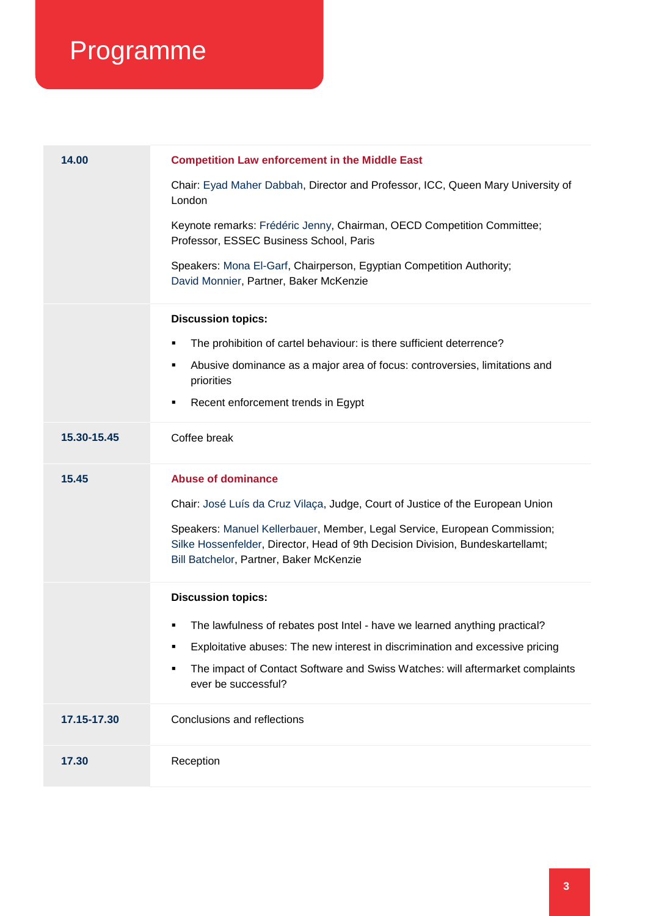# Programme

| | |
|---|---|
| **14.00** | **Competition Law enforcement in the Middle East**<br><br>Chair: Eyad Maher Dabbah, Director and Professor, ICC, Queen Mary University of London<br><br>Keynote remarks: Frédéric Jenny, Chairman, OECD Competition Committee; Professor, ESSEC Business School, Paris<br><br>Speakers: Mona El-Garf, Chairperson, Egyptian Competition Authority; David Monnier, Partner, Baker McKenzie |
| | **Discussion topics:**<br><br>▪ The prohibition of cartel behaviour: is there sufficient deterrence?<br>▪ Abusive dominance as a major area of focus: controversies, limitations and priorities<br>▪ Recent enforcement trends in Egypt |
| **15.30-15.45** | Coffee break |
| **15.45** | **Abuse of dominance**<br><br>Chair: José Luís da Cruz Vilaça, Judge, Court of Justice of the European Union<br><br>Speakers: Manuel Kellerbauer, Member, Legal Service, European Commission; Silke Hossenfelder, Director, Head of 9th Decision Division, Bundeskartellamt; Bill Batchelor, Partner, Baker McKenzie |
| | **Discussion topics:**<br><br>▪ The lawfulness of rebates post Intel - have we learned anything practical?<br>▪ Exploitative abuses: The new interest in discrimination and excessive pricing<br>▪ The impact of Contact Software and Swiss Watches: will aftermarket complaints ever be successful? |
| **17.15-17.30** | Conclusions and reflections |
| **17.30** | Reception |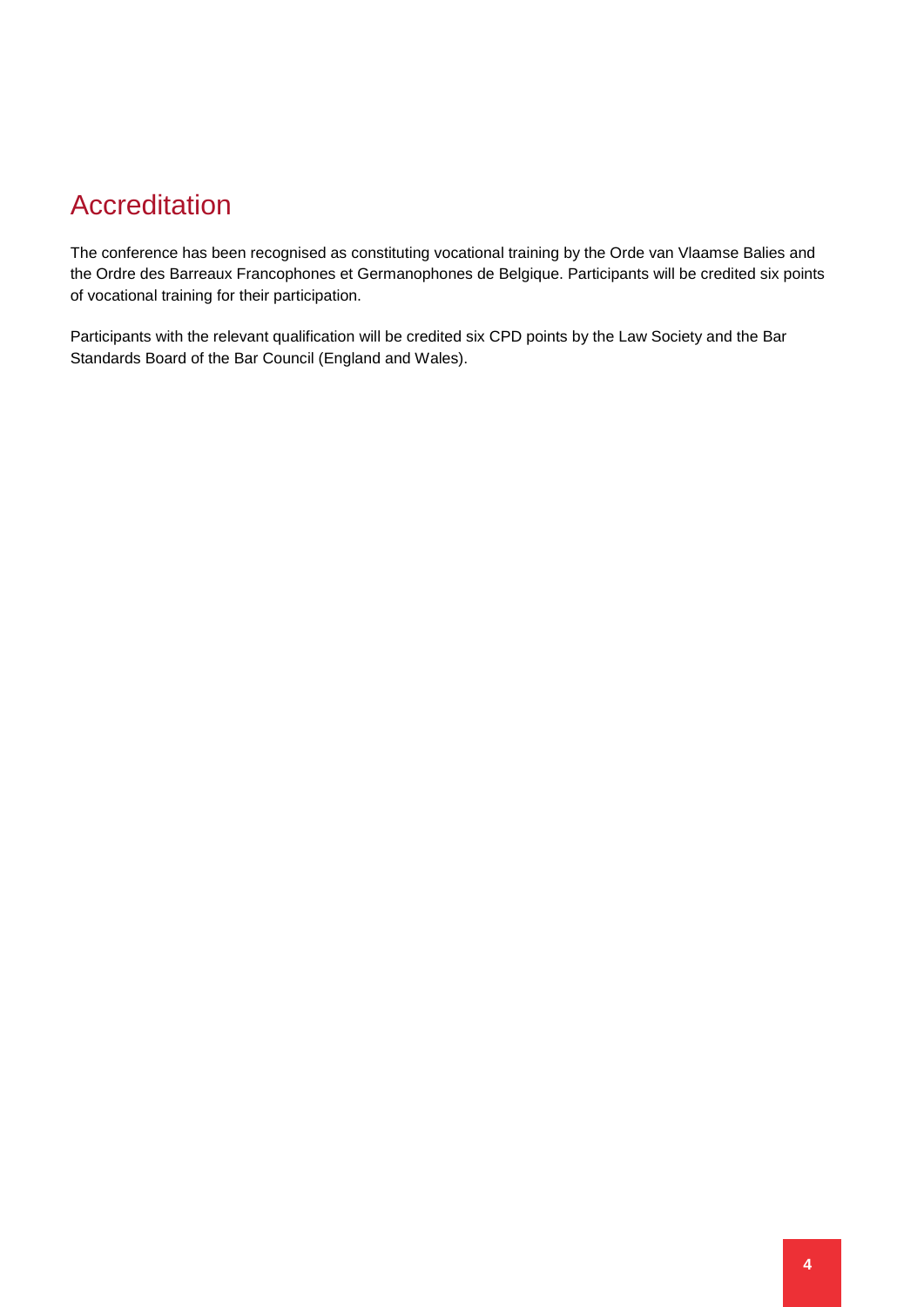# Accreditation

The conference has been recognised as constituting vocational training by the Orde van Vlaamse Balies and the Ordre des Barreaux Francophones et Germanophones de Belgique. Participants will be credited six points of vocational training for their participation.

Participants with the relevant qualification will be credited six CPD points by the Law Society and the Bar Standards Board of the Bar Council (England and Wales).